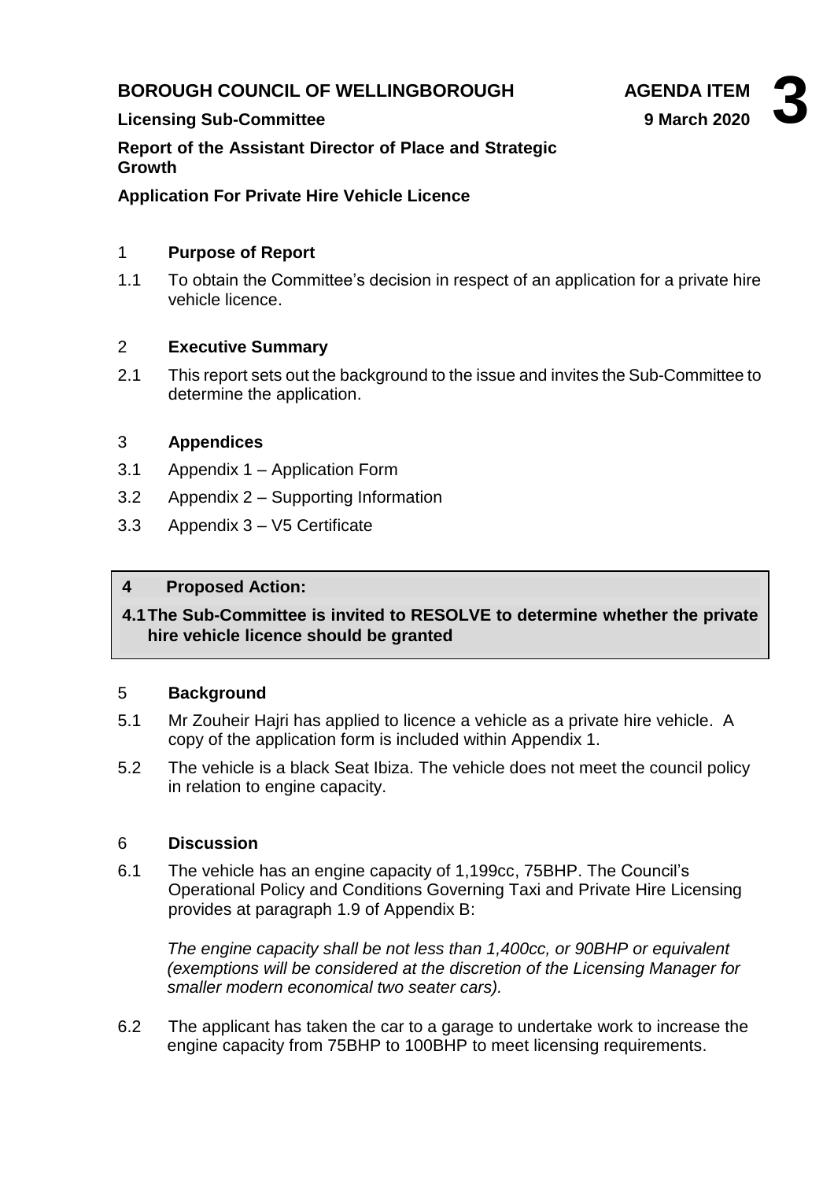**BOROUGH COUNCIL OF WELLINGBOROUGH** **AGENDA ITEM 3**

**Licensing Sub-Committee** **9 March 2020**

**Report of the Assistant Director of Place and Strategic Growth**

**Application For Private Hire Vehicle Licence**

## 1 Purpose of Report

1.1 To obtain the Committee's decision in respect of an application for a private hire vehicle licence.

## 2 Executive Summary

2.1 This report sets out the background to the issue and invites the Sub-Committee to determine the application.

## 3 Appendices

3.1 Appendix 1 – Application Form

3.2 Appendix 2 – Supporting Information

3.3 Appendix 3 – V5 Certificate

## 4 Proposed Action:

**4.1 The Sub-Committee is invited to RESOLVE to determine whether the private hire vehicle licence should be granted**

## 5 Background

5.1 Mr Zouheir Hajri has applied to licence a vehicle as a private hire vehicle. A copy of the application form is included within Appendix 1.

5.2 The vehicle is a black Seat Ibiza. The vehicle does not meet the council policy in relation to engine capacity.

## 6 Discussion

6.1 The vehicle has an engine capacity of 1,199cc, 75BHP. The Council's Operational Policy and Conditions Governing Taxi and Private Hire Licensing provides at paragraph 1.9 of Appendix B:

*The engine capacity shall be not less than 1,400cc, or 90BHP or equivalent (exemptions will be considered at the discretion of the Licensing Manager for smaller modern economical two seater cars).*

6.2 The applicant has taken the car to a garage to undertake work to increase the engine capacity from 75BHP to 100BHP to meet licensing requirements.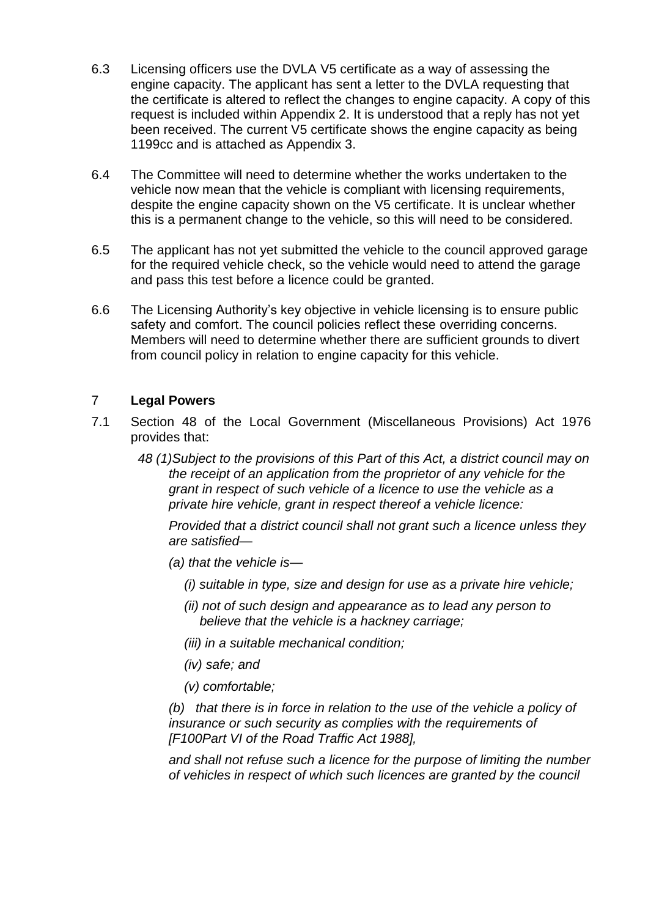6.3 Licensing officers use the DVLA V5 certificate as a way of assessing the engine capacity. The applicant has sent a letter to the DVLA requesting that the certificate is altered to reflect the changes to engine capacity. A copy of this request is included within Appendix 2. It is understood that a reply has not yet been received. The current V5 certificate shows the engine capacity as being 1199cc and is attached as Appendix 3.

6.4 The Committee will need to determine whether the works undertaken to the vehicle now mean that the vehicle is compliant with licensing requirements, despite the engine capacity shown on the V5 certificate. It is unclear whether this is a permanent change to the vehicle, so this will need to be considered.

6.5 The applicant has not yet submitted the vehicle to the council approved garage for the required vehicle check, so the vehicle would need to attend the garage and pass this test before a licence could be granted.

6.6 The Licensing Authority's key objective in vehicle licensing is to ensure public safety and comfort. The council policies reflect these overriding concerns. Members will need to determine whether there are sufficient grounds to divert from council policy in relation to engine capacity for this vehicle.

## 7 Legal Powers

7.1 Section 48 of the Local Government (Miscellaneous Provisions) Act 1976 provides that:

*48 (1)Subject to the provisions of this Part of this Act, a district council may on the receipt of an application from the proprietor of any vehicle for the grant in respect of such vehicle of a licence to use the vehicle as a private hire vehicle, grant in respect thereof a vehicle licence:*

*Provided that a district council shall not grant such a licence unless they are satisfied—*

*(a) that the vehicle is—*

*(i) suitable in type, size and design for use as a private hire vehicle;*

*(ii) not of such design and appearance as to lead any person to believe that the vehicle is a hackney carriage;*

*(iii) in a suitable mechanical condition;*

*(iv) safe; and*

*(v) comfortable;*

*(b) that there is in force in relation to the use of the vehicle a policy of insurance or such security as complies with the requirements of [F100Part VI of the Road Traffic Act 1988],*

*and shall not refuse such a licence for the purpose of limiting the number of vehicles in respect of which such licences are granted by the council*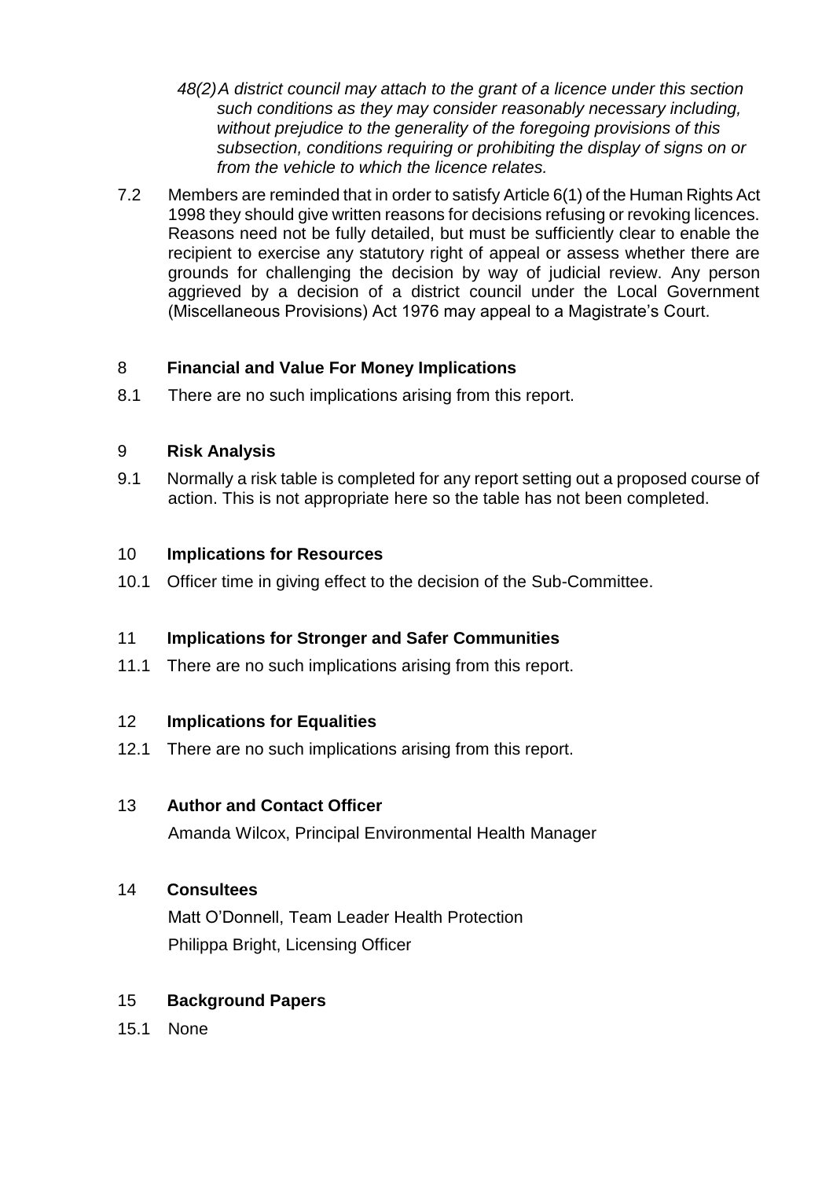*48(2) A district council may attach to the grant of a licence under this section such conditions as they may consider reasonably necessary including, without prejudice to the generality of the foregoing provisions of this subsection, conditions requiring or prohibiting the display of signs on or from the vehicle to which the licence relates.*

7.2 Members are reminded that in order to satisfy Article 6(1) of the Human Rights Act 1998 they should give written reasons for decisions refusing or revoking licences. Reasons need not be fully detailed, but must be sufficiently clear to enable the recipient to exercise any statutory right of appeal or assess whether there are grounds for challenging the decision by way of judicial review. Any person aggrieved by a decision of a district council under the Local Government (Miscellaneous Provisions) Act 1976 may appeal to a Magistrate's Court.

## 8 Financial and Value For Money Implications

8.1 There are no such implications arising from this report.

## 9 Risk Analysis

9.1 Normally a risk table is completed for any report setting out a proposed course of action. This is not appropriate here so the table has not been completed.

## 10 Implications for Resources

10.1 Officer time in giving effect to the decision of the Sub-Committee.

## 11 Implications for Stronger and Safer Communities

11.1 There are no such implications arising from this report.

## 12 Implications for Equalities

12.1 There are no such implications arising from this report.

## 13 Author and Contact Officer

Amanda Wilcox, Principal Environmental Health Manager

## 14 Consultees

Matt O'Donnell, Team Leader Health Protection

Philippa Bright, Licensing Officer

## 15 Background Papers

15.1 None